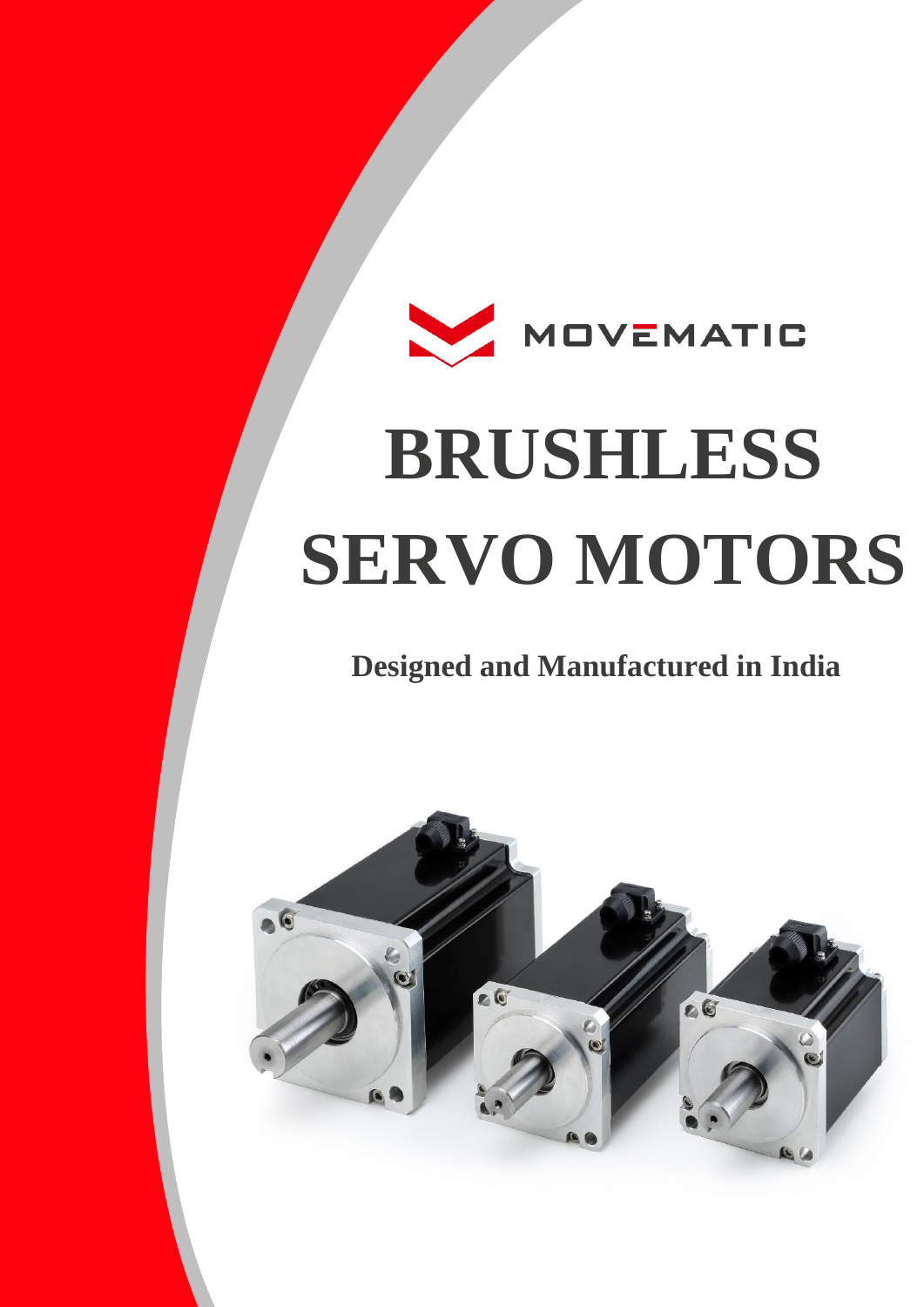MOVEMATIC

# BRUSHLESS SERVO MOTORS

**Designed and Manufactured in India**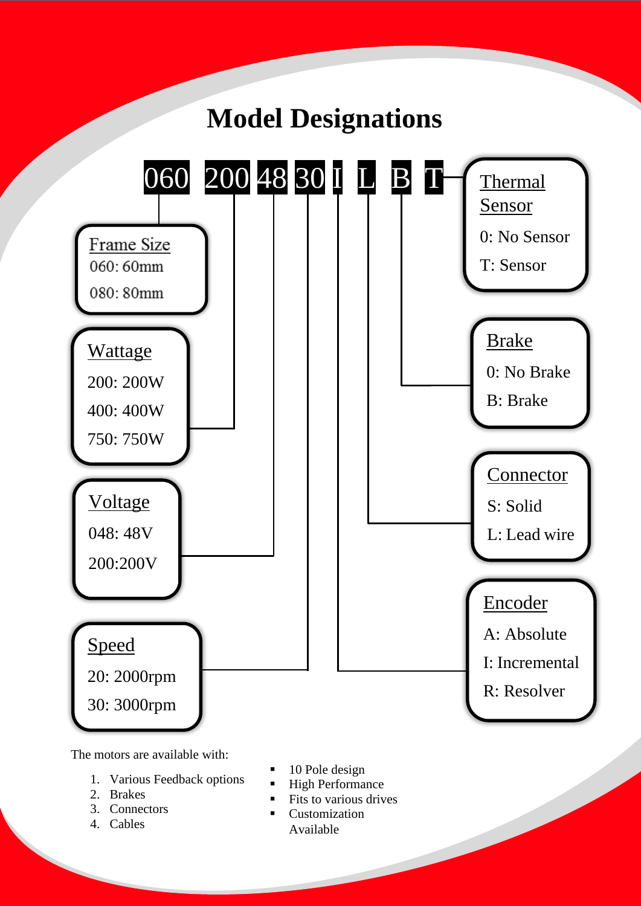# Model Designations

**060 200 48 30 I L B T**

**Frame Size**
- 060: 60mm
- 080: 80mm

**Wattage**
- 200: 200W
- 400: 400W
- 750: 750W

**Voltage**
- 048: 48V
- 200:200V

**Speed**
- 20: 2000rpm
- 30: 3000rpm

**Encoder**
- A: Absolute
- I: Incremental
- R: Resolver

**Connector**
- S: Solid
- L: Lead wire

**Brake**
- 0: No Brake
- B: Brake

**Thermal Sensor**
- 0: No Sensor
- T: Sensor

The motors are available with:

1. Various Feedback options
2. Brakes
3. Connectors
4. Cables

- 10 Pole design
- High Performance
- Fits to various drives
- Customization Available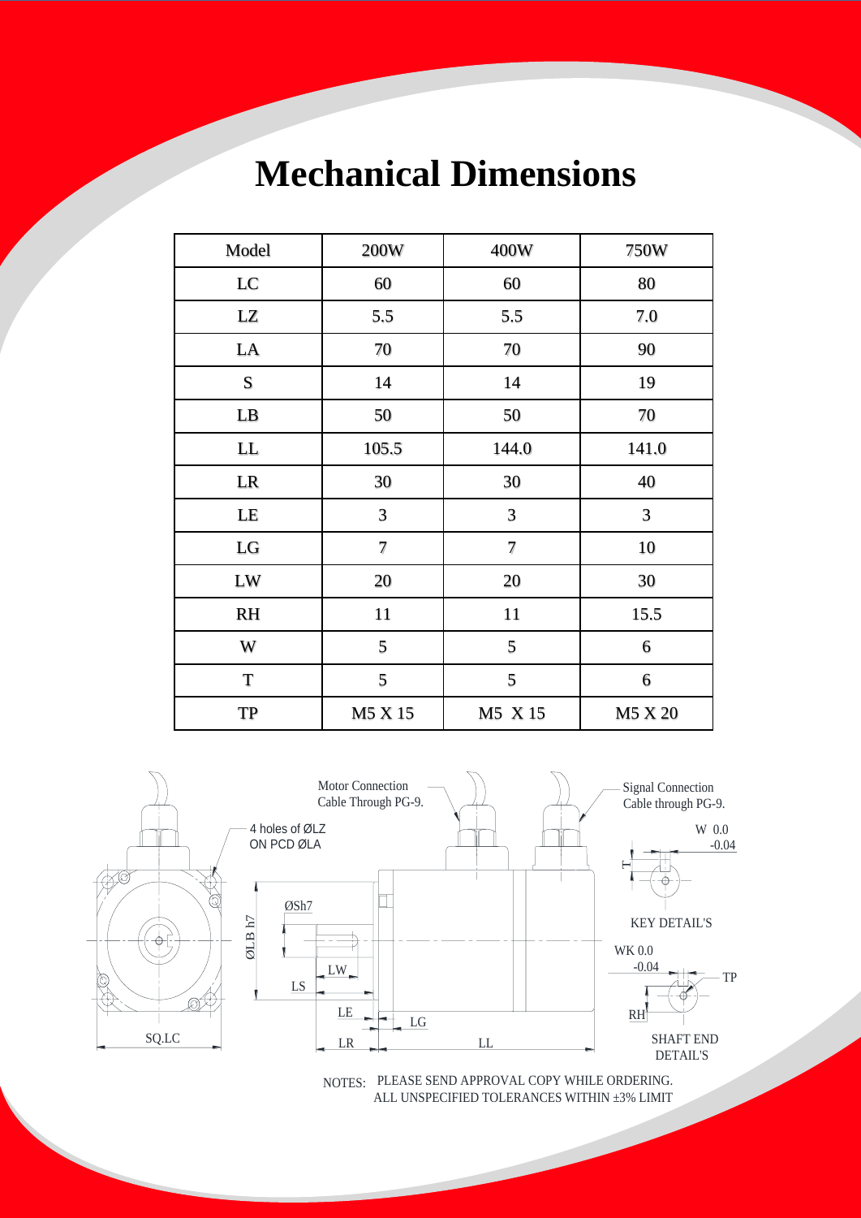# Mechanical Dimensions

| Model | 200W | 400W | 750W |
|---|---|---|---|
| LC | 60 | 60 | 80 |
| LZ | 5.5 | 5.5 | 7.0 |
| LA | 70 | 70 | 90 |
| S | 14 | 14 | 19 |
| LB | 50 | 50 | 70 |
| LL | 105.5 | 144.0 | 141.0 |
| LR | 30 | 30 | 40 |
| LE | 3 | 3 | 3 |
| LG | 7 | 7 | 10 |
| LW | 20 | 20 | 30 |
| RH | 11 | 11 | 15.5 |
| W | 5 | 5 | 6 |
| T | 5 | 5 | 6 |
| TP | M5 X 15 | M5 X 15 | M5 X 20 |

Motor Connection Cable Through PG-9.

Signal Connection Cable through PG-9.

4 holes of ØLZ ON PCD ØLA

ØSh7

ØLB h7

LW

LS

LE

LG

LR

LL

SQ.LC

W 0.0 -0.04

T

KEY DETAIL'S

WK 0.0 -0.04

TP

RH

SHAFT END DETAIL'S

NOTES: PLEASE SEND APPROVAL COPY WHILE ORDERING.
ALL UNSPECIFIED TOLERANCES WITHIN ±3% LIMIT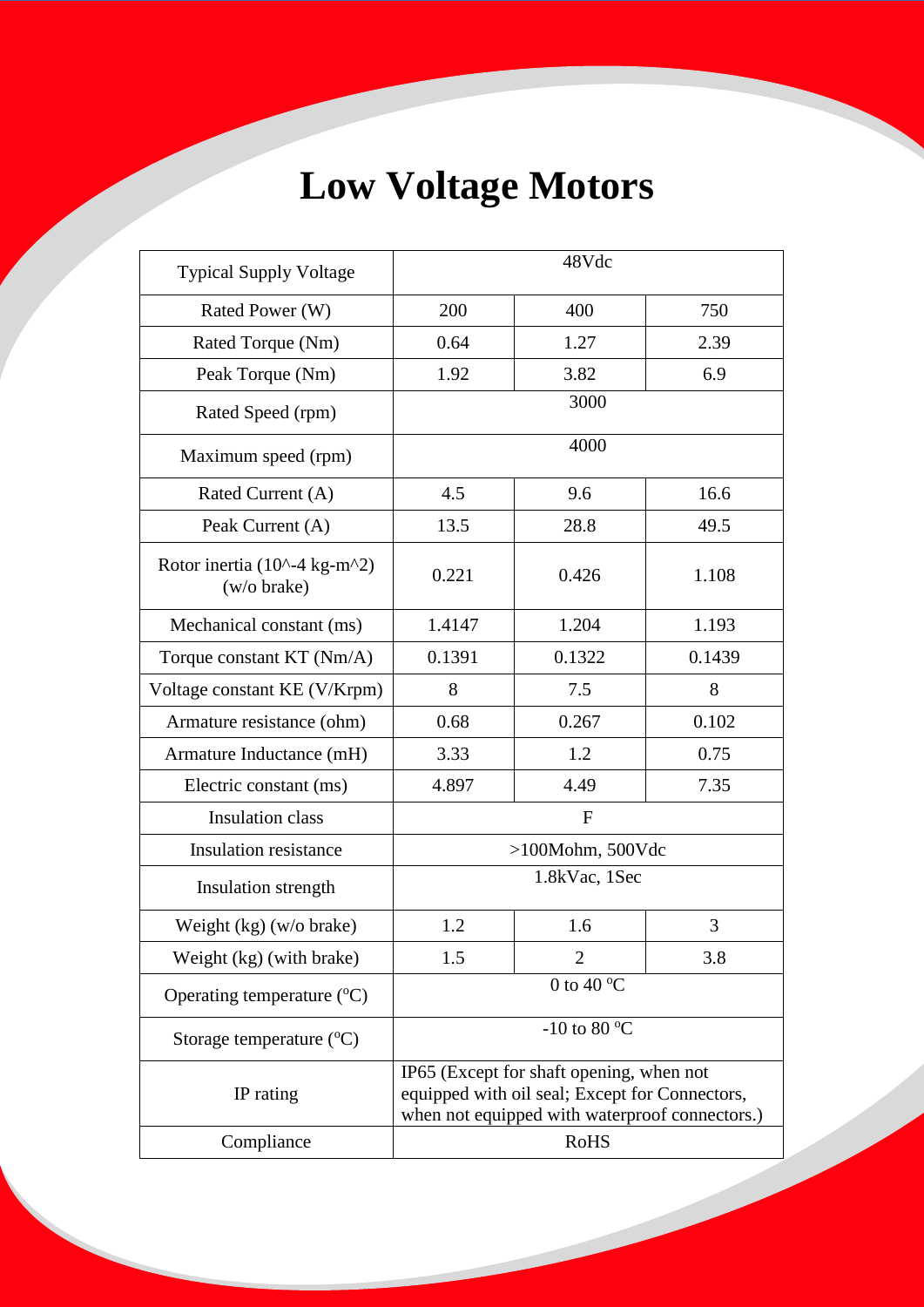# Low Voltage Motors

| Typical Supply Voltage | 48Vdc | | |
|---|---|---|---|
| Rated Power (W) | 200 | 400 | 750 |
| Rated Torque (Nm) | 0.64 | 1.27 | 2.39 |
| Peak Torque (Nm) | 1.92 | 3.82 | 6.9 |
| Rated Speed (rpm) | 3000 | | |
| Maximum speed (rpm) | 4000 | | |
| Rated Current (A) | 4.5 | 9.6 | 16.6 |
| Peak Current (A) | 13.5 | 28.8 | 49.5 |
| Rotor inertia (10^-4 kg-m^2) (w/o brake) | 0.221 | 0.426 | 1.108 |
| Mechanical constant (ms) | 1.4147 | 1.204 | 1.193 |
| Torque constant KT (Nm/A) | 0.1391 | 0.1322 | 0.1439 |
| Voltage constant KE (V/Krpm) | 8 | 7.5 | 8 |
| Armature resistance (ohm) | 0.68 | 0.267 | 0.102 |
| Armature Inductance (mH) | 3.33 | 1.2 | 0.75 |
| Electric constant (ms) | 4.897 | 4.49 | 7.35 |
| Insulation class | F | | |
| Insulation resistance | >100Mohm, 500Vdc | | |
| Insulation strength | 1.8kVac, 1Sec | | |
| Weight (kg) (w/o brake) | 1.2 | 1.6 | 3 |
| Weight (kg) (with brake) | 1.5 | 2 | 3.8 |
| Operating temperature (ºC) | 0 to 40 ºC | | |
| Storage temperature (ºC) | -10 to 80 ºC | | |
| IP rating | IP65 (Except for shaft opening, when not equipped with oil seal; Except for Connectors, when not equipped with waterproof connectors.) | | |
| Compliance | RoHS | | |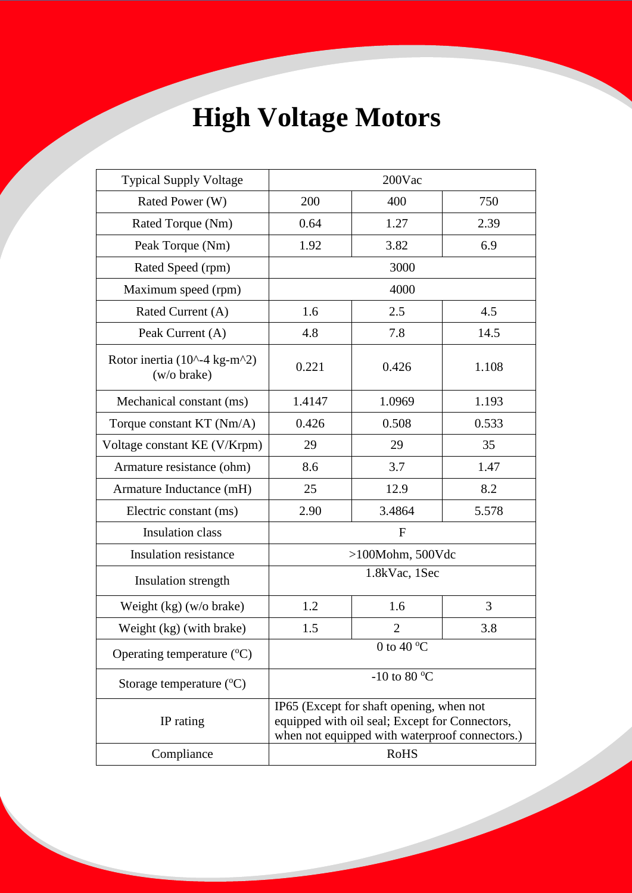# High Voltage Motors

| Typical Supply Voltage | 200Vac | | |
|---|---|---|---|
| Rated Power (W) | 200 | 400 | 750 |
| Rated Torque (Nm) | 0.64 | 1.27 | 2.39 |
| Peak Torque (Nm) | 1.92 | 3.82 | 6.9 |
| Rated Speed (rpm) | 3000 | | |
| Maximum speed (rpm) | 4000 | | |
| Rated Current (A) | 1.6 | 2.5 | 4.5 |
| Peak Current (A) | 4.8 | 7.8 | 14.5 |
| Rotor inertia (10^-4 kg-m^2) (w/o brake) | 0.221 | 0.426 | 1.108 |
| Mechanical constant (ms) | 1.4147 | 1.0969 | 1.193 |
| Torque constant KT (Nm/A) | 0.426 | 0.508 | 0.533 |
| Voltage constant KE (V/Krpm) | 29 | 29 | 35 |
| Armature resistance (ohm) | 8.6 | 3.7 | 1.47 |
| Armature Inductance (mH) | 25 | 12.9 | 8.2 |
| Electric constant (ms) | 2.90 | 3.4864 | 5.578 |
| Insulation class | F | | |
| Insulation resistance | >100Mohm, 500Vdc | | |
| Insulation strength | 1.8kVac, 1Sec | | |
| Weight (kg) (w/o brake) | 1.2 | 1.6 | 3 |
| Weight (kg) (with brake) | 1.5 | 2 | 3.8 |
| Operating temperature (°C) | 0 to 40 °C | | |
| Storage temperature (°C) | -10 to 80 °C | | |
| IP rating | IP65 (Except for shaft opening, when not equipped with oil seal; Except for Connectors, when not equipped with waterproof connectors.) | | |
| Compliance | RoHS | | |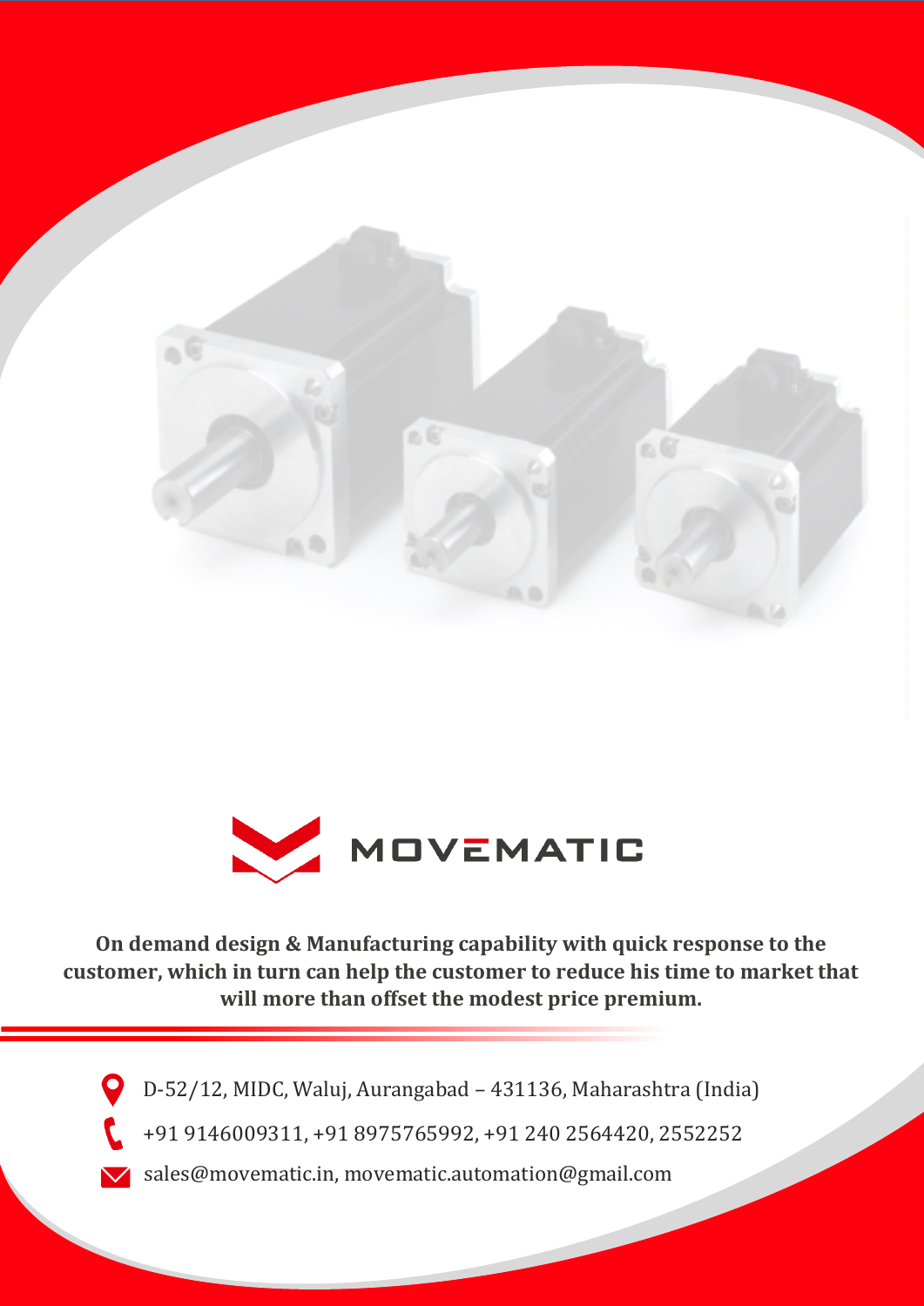MOVEMATIC

**On demand design & Manufacturing capability with quick response to the customer, which in turn can help the customer to reduce his time to market that will more than offset the modest price premium.**

D-52/12, MIDC, Waluj, Aurangabad – 431136, Maharashtra (India)

+91 9146009311, +91 8975765992, +91 240 2564420, 2552252

sales@movematic.in, movematic.automation@gmail.com